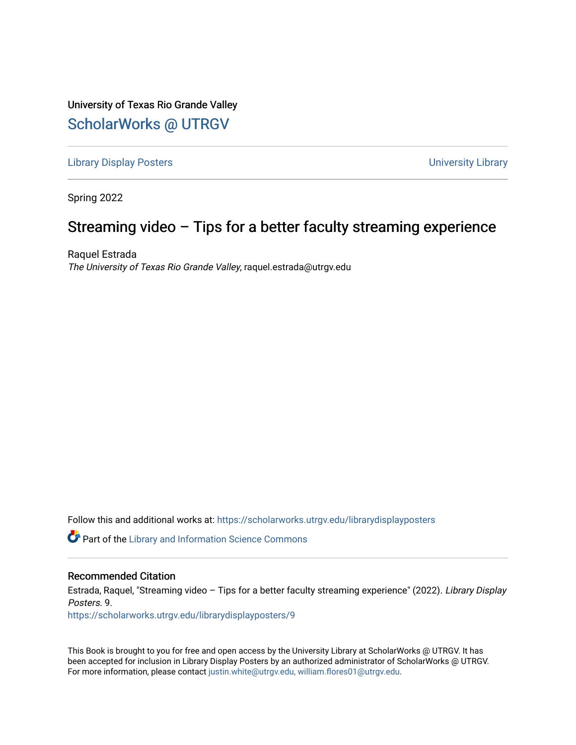University of Texas Rio Grande Valley

## ScholarWorks @ UTRGV

Library Display Posters | University Library

Spring 2022

# Streaming video – Tips for a better faculty streaming experience

Raquel Estrada
*The University of Texas Rio Grande Valley*, raquel.estrada@utrgv.edu

Follow this and additional works at: https://scholarworks.utrgv.edu/librarydisplayposters

Part of the Library and Information Science Commons

### Recommended Citation

Estrada, Raquel, "Streaming video – Tips for a better faculty streaming experience" (2022). *Library Display Posters*. 9.
https://scholarworks.utrgv.edu/librarydisplayposters/9

This Book is brought to you for free and open access by the University Library at ScholarWorks @ UTRGV. It has been accepted for inclusion in Library Display Posters by an authorized administrator of ScholarWorks @ UTRGV. For more information, please contact justin.white@utrgv.edu, william.flores01@utrgv.edu.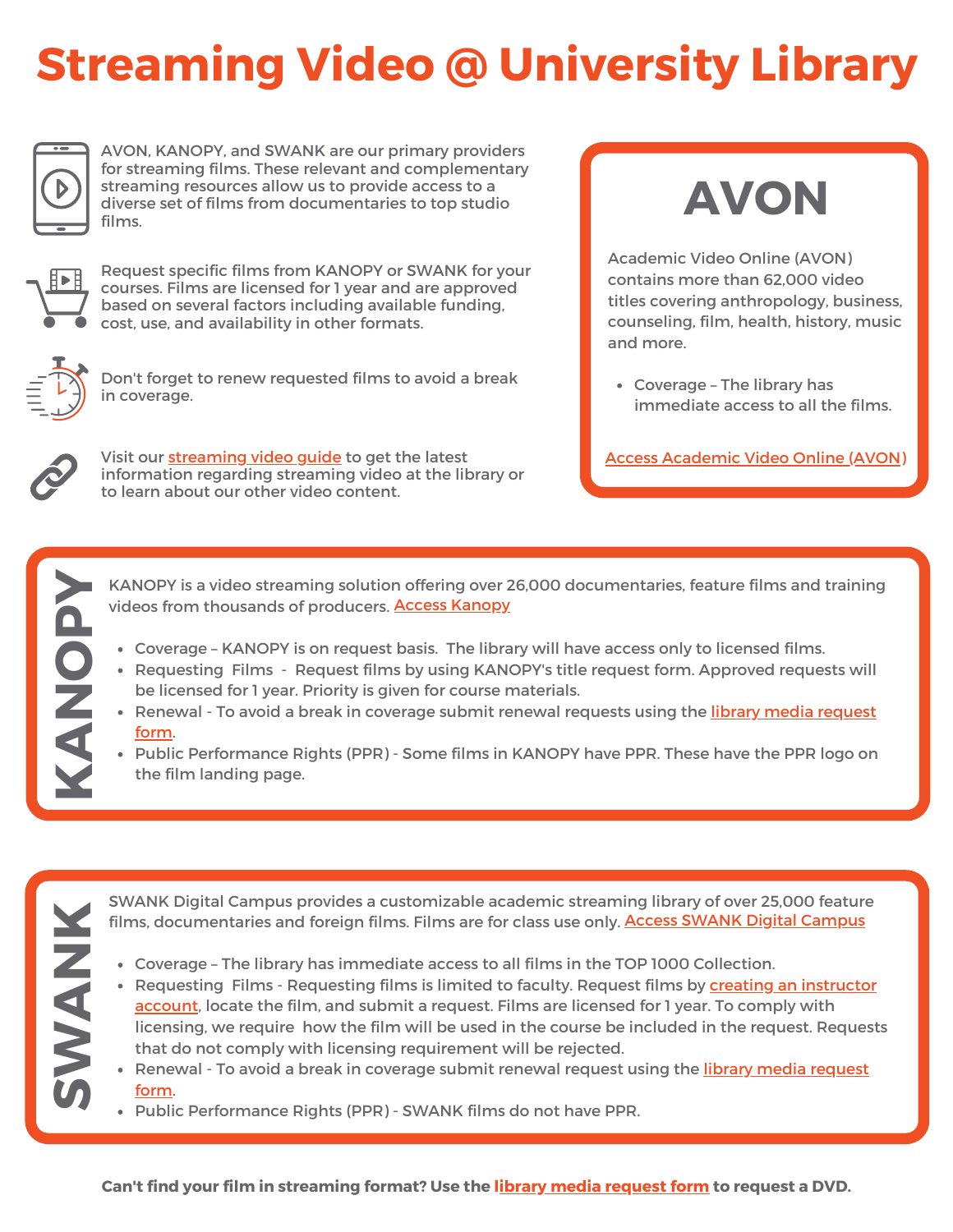# Streaming Video @ University Library

AVON, KANOPY, and SWANK are our primary providers for streaming films. These relevant and complementary streaming resources allow us to provide access to a diverse set of films from documentaries to top studio films.

Request specific films from KANOPY or SWANK for your courses. Films are licensed for 1 year and are approved based on several factors including available funding, cost, use, and availability in other formats.

Don't forget to renew requested films to avoid a break in coverage.

Visit our streaming video guide to get the latest information regarding streaming video at the library or to learn about our other video content.

## AVON

Academic Video Online (AVON) contains more than 62,000 video titles covering anthropology, business, counseling, film, health, history, music and more.

- Coverage – The library has immediate access to all the films.

Access Academic Video Online (AVON)

## KANOPY

KANOPY is a video streaming solution offering over 26,000 documentaries, feature films and training videos from thousands of producers. Access Kanopy

- Coverage – KANOPY is on request basis. The library will have access only to licensed films.
- Requesting Films - Request films by using KANOPY's title request form. Approved requests will be licensed for 1 year. Priority is given for course materials.
- Renewal - To avoid a break in coverage submit renewal requests using the library media request form.
- Public Performance Rights (PPR) - Some films in KANOPY have PPR. These have the PPR logo on the film landing page.

## SWANK

SWANK Digital Campus provides a customizable academic streaming library of over 25,000 feature films, documentaries and foreign films. Films are for class use only. Access SWANK Digital Campus

- Coverage – The library has immediate access to all films in the TOP 1000 Collection.
- Requesting Films - Requesting films is limited to faculty. Request films by creating an instructor account, locate the film, and submit a request. Films are licensed for 1 year. To comply with licensing, we require how the film will be used in the course be included in the request. Requests that do not comply with licensing requirement will be rejected.
- Renewal - To avoid a break in coverage submit renewal request using the library media request form.
- Public Performance Rights (PPR) - SWANK films do not have PPR.

**Can't find your film in streaming format? Use the library media request form to request a DVD.**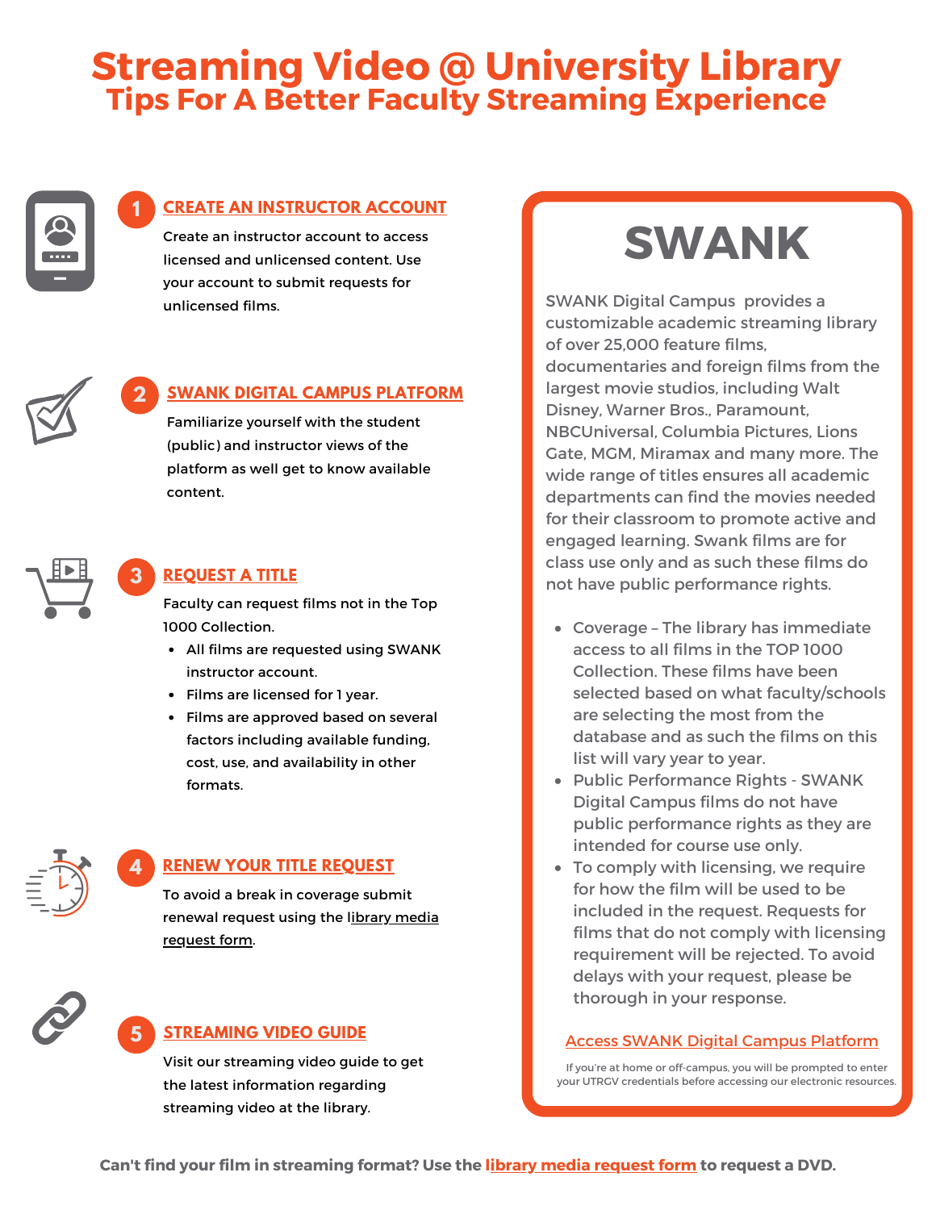# Streaming Video @ University Library

## Tips For A Better Faculty Streaming Experience

### 1 CREATE AN INSTRUCTOR ACCOUNT

Create an instructor account to access licensed and unlicensed content. Use your account to submit requests for unlicensed films.

### 2 SWANK DIGITAL CAMPUS PLATFORM

Familiarize yourself with the student (public) and instructor views of the platform as well get to know available content.

### 3 REQUEST A TITLE

Faculty can request films not in the Top 1000 Collection.

- All films are requested using SWANK instructor account.
- Films are licensed for 1 year.
- Films are approved based on several factors including available funding, cost, use, and availability in other formats.

### 4 RENEW YOUR TITLE REQUEST

To avoid a break in coverage submit renewal request using the library media request form.

### 5 STREAMING VIDEO GUIDE

Visit our streaming video guide to get the latest information regarding streaming video at the library.

## SWANK

SWANK Digital Campus provides a customizable academic streaming library of over 25,000 feature films, documentaries and foreign films from the largest movie studios, including Walt Disney, Warner Bros., Paramount, NBCUniversal, Columbia Pictures, Lions Gate, MGM, Miramax and many more. The wide range of titles ensures all academic departments can find the movies needed for their classroom to promote active and engaged learning. Swank films are for class use only and as such these films do not have public performance rights.

- Coverage – The library has immediate access to all films in the TOP 1000 Collection. These films have been selected based on what faculty/schools are selecting the most from the database and as such the films on this list will vary year to year.
- Public Performance Rights - SWANK Digital Campus films do not have public performance rights as they are intended for course use only.
- To comply with licensing, we require for how the film will be used to be included in the request. Requests for films that do not comply with licensing requirement will be rejected. To avoid delays with your request, please be thorough in your response.

Access SWANK Digital Campus Platform

If you're at home or off-campus, you will be prompted to enter your UTRGV credentials before accessing our electronic resources.

**Can't find your film in streaming format? Use the library media request form to request a DVD.**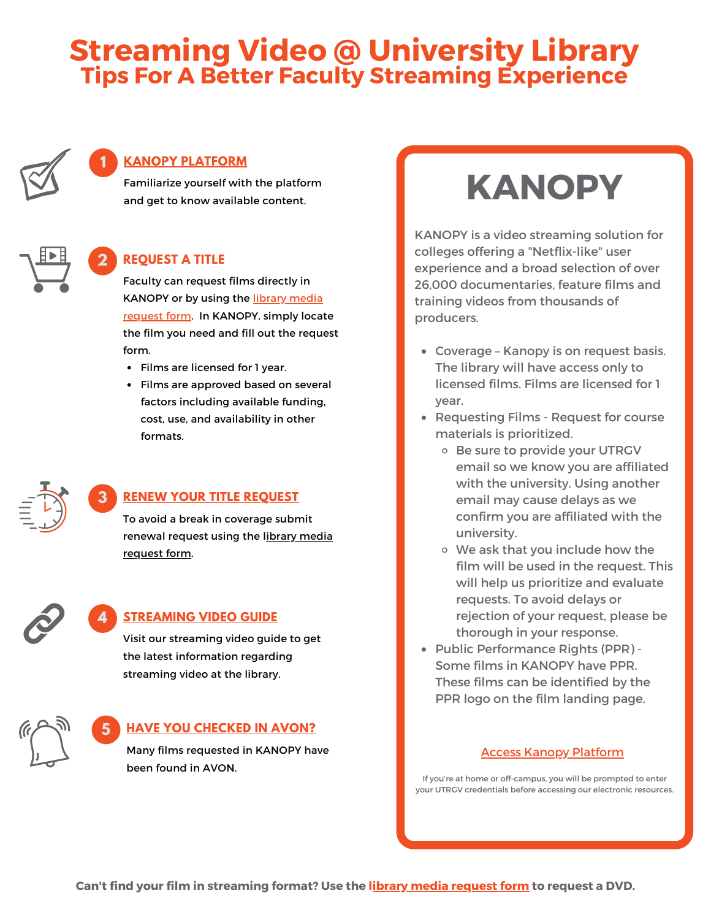# Streaming Video @ University Library

## Tips For A Better Faculty Streaming Experience

### 1 KANOPY PLATFORM

Familiarize yourself with the platform and get to know available content.

### 2 REQUEST A TITLE

Faculty can request films directly in KANOPY or by using the library media request form. In KANOPY, simply locate the film you need and fill out the request form.

- Films are licensed for 1 year.
- Films are approved based on several factors including available funding, cost, use, and availability in other formats.

### 3 RENEW YOUR TITLE REQUEST

To avoid a break in coverage submit renewal request using the library media request form.

### 4 STREAMING VIDEO GUIDE

Visit our streaming video guide to get the latest information regarding streaming video at the library.

### 5 HAVE YOU CHECKED IN AVON?

Many films requested in KANOPY have been found in AVON.

## KANOPY

KANOPY is a video streaming solution for colleges offering a "Netflix-like" user experience and a broad selection of over 26,000 documentaries, feature films and training videos from thousands of producers.

- Coverage – Kanopy is on request basis. The library will have access only to licensed films. Films are licensed for 1 year.
- Requesting Films - Request for course materials is prioritized.
  - Be sure to provide your UTRGV email so we know you are affiliated with the university. Using another email may cause delays as we confirm you are affiliated with the university.
  - We ask that you include how the film will be used in the request. This will help us prioritize and evaluate requests. To avoid delays or rejection of your request, please be thorough in your response.
- Public Performance Rights (PPR) - Some films in KANOPY have PPR. These films can be identified by the PPR logo on the film landing page.

Access Kanopy Platform

If you're at home or off-campus, you will be prompted to enter your UTRGV credentials before accessing our electronic resources.

**Can't find your film in streaming format? Use the library media request form to request a DVD.**